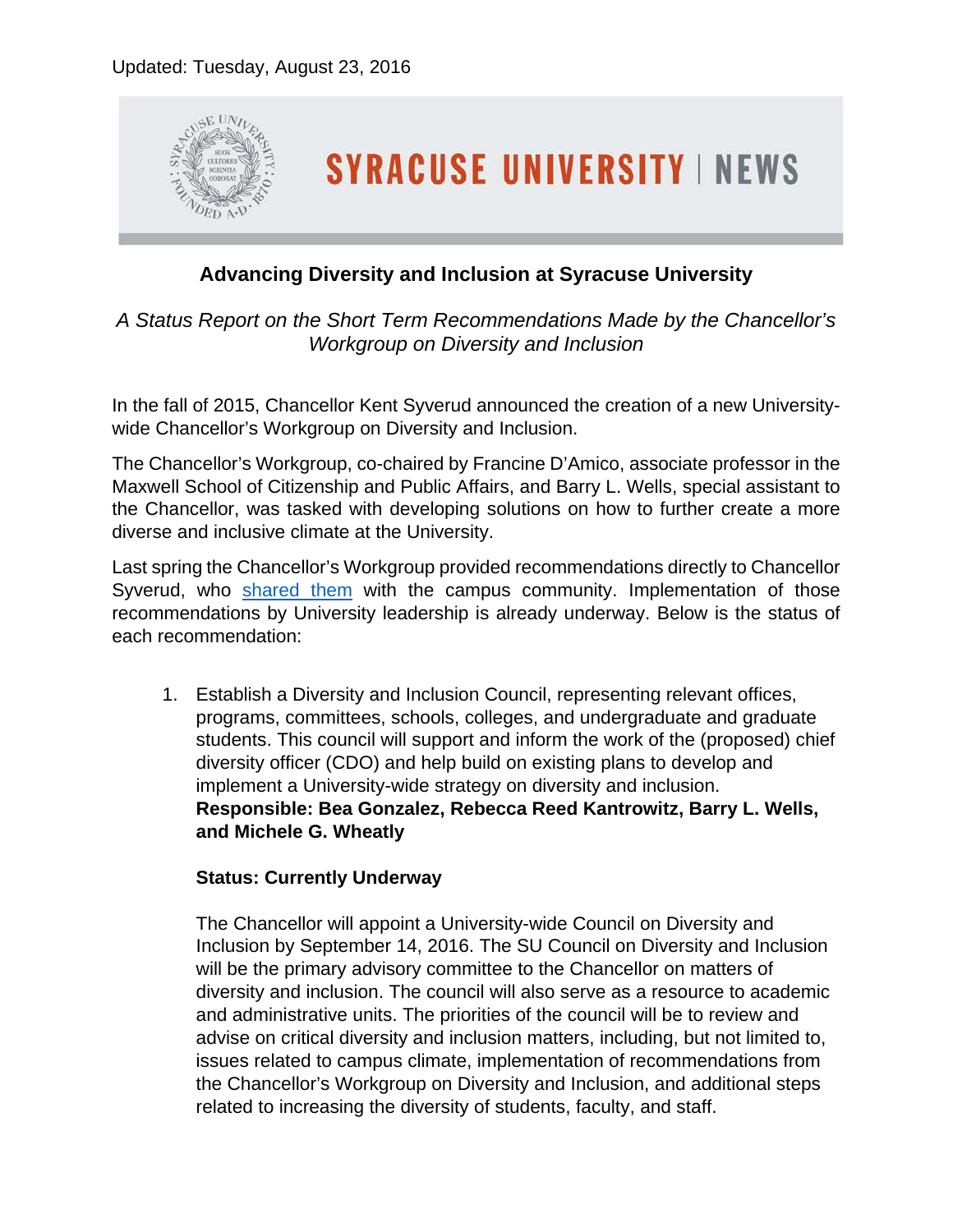Updated: Tuesday, August 23, 2016

SYRACUSE UNIVERSITY | NEWS

## Advancing Diversity and Inclusion at Syracuse University

*A Status Report on the Short Term Recommendations Made by the Chancellor's Workgroup on Diversity and Inclusion*

In the fall of 2015, Chancellor Kent Syverud announced the creation of a new University-wide Chancellor's Workgroup on Diversity and Inclusion.

The Chancellor's Workgroup, co-chaired by Francine D'Amico, associate professor in the Maxwell School of Citizenship and Public Affairs, and Barry L. Wells, special assistant to the Chancellor, was tasked with developing solutions on how to further create a more diverse and inclusive climate at the University.

Last spring the Chancellor's Workgroup provided recommendations directly to Chancellor Syverud, who shared them with the campus community. Implementation of those recommendations by University leadership is already underway. Below is the status of each recommendation:

1. Establish a Diversity and Inclusion Council, representing relevant offices, programs, committees, schools, colleges, and undergraduate and graduate students. This council will support and inform the work of the (proposed) chief diversity officer (CDO) and help build on existing plans to develop and implement a University-wide strategy on diversity and inclusion.
   **Responsible: Bea Gonzalez, Rebecca Reed Kantrowitz, Barry L. Wells, and Michele G. Wheatly**

   **Status: Currently Underway**

   The Chancellor will appoint a University-wide Council on Diversity and Inclusion by September 14, 2016. The SU Council on Diversity and Inclusion will be the primary advisory committee to the Chancellor on matters of diversity and inclusion. The council will also serve as a resource to academic and administrative units. The priorities of the council will be to review and advise on critical diversity and inclusion matters, including, but not limited to, issues related to campus climate, implementation of recommendations from the Chancellor's Workgroup on Diversity and Inclusion, and additional steps related to increasing the diversity of students, faculty, and staff.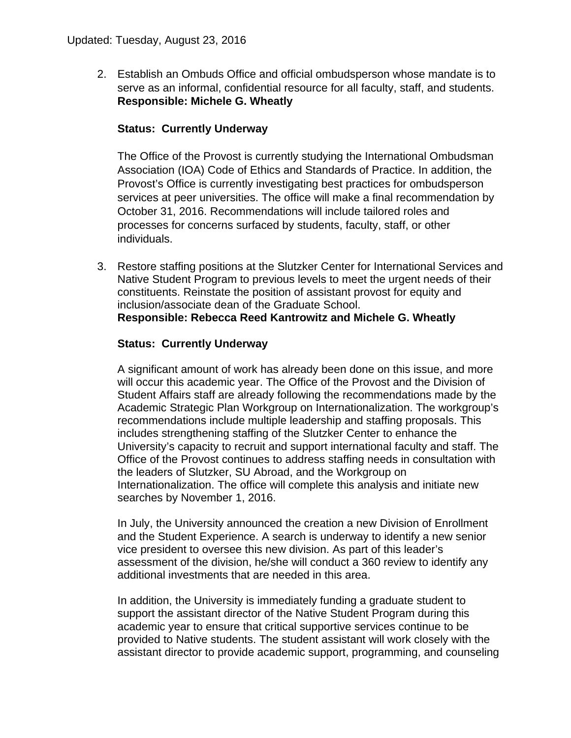Updated: Tuesday, August 23, 2016

2. Establish an Ombuds Office and official ombudsperson whose mandate is to serve as an informal, confidential resource for all faculty, staff, and students.
   **Responsible: Michele G. Wheatly**

   **Status: Currently Underway**

   The Office of the Provost is currently studying the International Ombudsman Association (IOA) Code of Ethics and Standards of Practice. In addition, the Provost's Office is currently investigating best practices for ombudsperson services at peer universities. The office will make a final recommendation by October 31, 2016. Recommendations will include tailored roles and processes for concerns surfaced by students, faculty, staff, or other individuals.

3. Restore staffing positions at the Slutzker Center for International Services and Native Student Program to previous levels to meet the urgent needs of their constituents. Reinstate the position of assistant provost for equity and inclusion/associate dean of the Graduate School.
   **Responsible: Rebecca Reed Kantrowitz and Michele G. Wheatly**

   **Status: Currently Underway**

   A significant amount of work has already been done on this issue, and more will occur this academic year. The Office of the Provost and the Division of Student Affairs staff are already following the recommendations made by the Academic Strategic Plan Workgroup on Internationalization. The workgroup's recommendations include multiple leadership and staffing proposals. This includes strengthening staffing of the Slutzker Center to enhance the University's capacity to recruit and support international faculty and staff. The Office of the Provost continues to address staffing needs in consultation with the leaders of Slutzker, SU Abroad, and the Workgroup on Internationalization. The office will complete this analysis and initiate new searches by November 1, 2016.

   In July, the University announced the creation a new Division of Enrollment and the Student Experience. A search is underway to identify a new senior vice president to oversee this new division. As part of this leader's assessment of the division, he/she will conduct a 360 review to identify any additional investments that are needed in this area.

   In addition, the University is immediately funding a graduate student to support the assistant director of the Native Student Program during this academic year to ensure that critical supportive services continue to be provided to Native students. The student assistant will work closely with the assistant director to provide academic support, programming, and counseling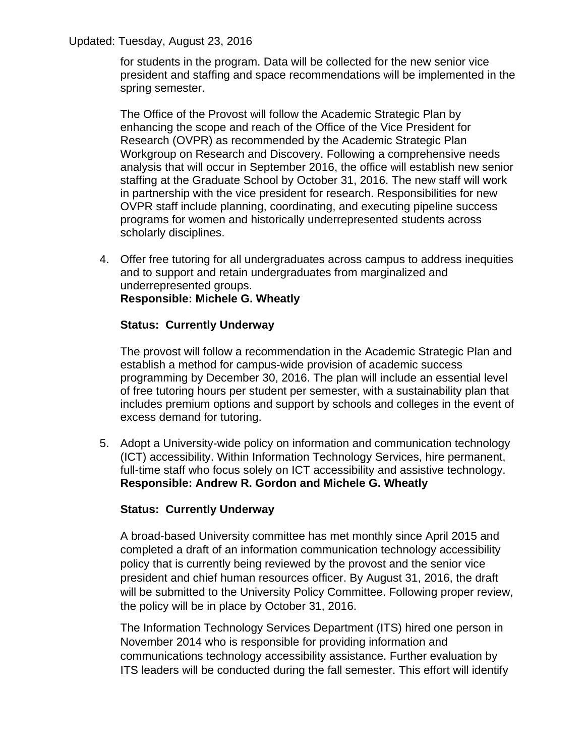for students in the program. Data will be collected for the new senior vice president and staffing and space recommendations will be implemented in the spring semester.

The Office of the Provost will follow the Academic Strategic Plan by enhancing the scope and reach of the Office of the Vice President for Research (OVPR) as recommended by the Academic Strategic Plan Workgroup on Research and Discovery. Following a comprehensive needs analysis that will occur in September 2016, the office will establish new senior staffing at the Graduate School by October 31, 2016. The new staff will work in partnership with the vice president for research. Responsibilities for new OVPR staff include planning, coordinating, and executing pipeline success programs for women and historically underrepresented students across scholarly disciplines.

4. Offer free tutoring for all undergraduates across campus to address inequities and to support and retain undergraduates from marginalized and underrepresented groups.
   **Responsible: Michele G. Wheatly**

   **Status: Currently Underway**

   The provost will follow a recommendation in the Academic Strategic Plan and establish a method for campus-wide provision of academic success programming by December 30, 2016. The plan will include an essential level of free tutoring hours per student per semester, with a sustainability plan that includes premium options and support by schools and colleges in the event of excess demand for tutoring.

5. Adopt a University-wide policy on information and communication technology (ICT) accessibility. Within Information Technology Services, hire permanent, full-time staff who focus solely on ICT accessibility and assistive technology.
   **Responsible: Andrew R. Gordon and Michele G. Wheatly**

   **Status: Currently Underway**

   A broad-based University committee has met monthly since April 2015 and completed a draft of an information communication technology accessibility policy that is currently being reviewed by the provost and the senior vice president and chief human resources officer. By August 31, 2016, the draft will be submitted to the University Policy Committee. Following proper review, the policy will be in place by October 31, 2016.

   The Information Technology Services Department (ITS) hired one person in November 2014 who is responsible for providing information and communications technology accessibility assistance. Further evaluation by ITS leaders will be conducted during the fall semester. This effort will identify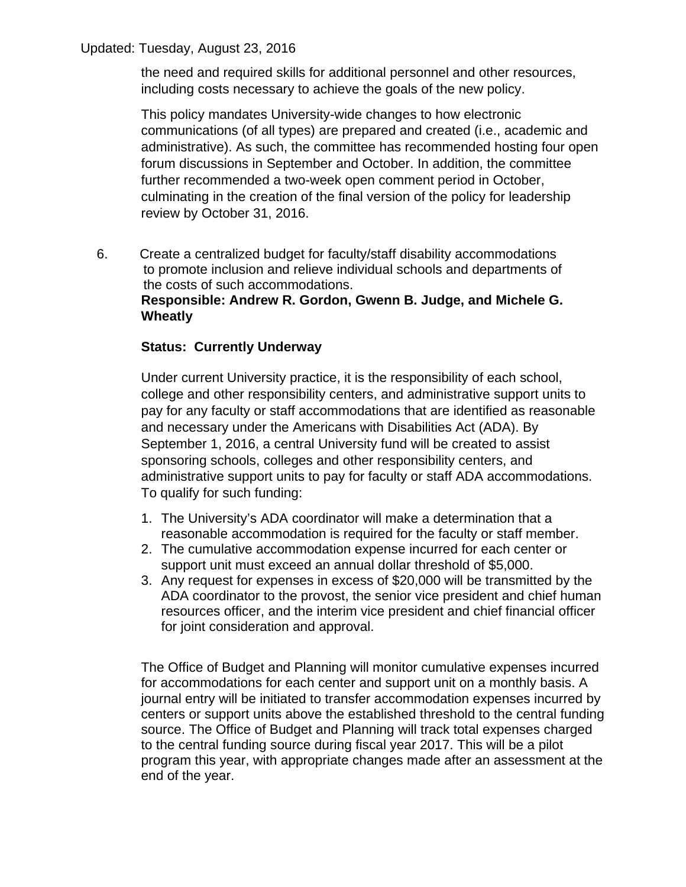the need and required skills for additional personnel and other resources, including costs necessary to achieve the goals of the new policy.

This policy mandates University-wide changes to how electronic communications (of all types) are prepared and created (i.e., academic and administrative). As such, the committee has recommended hosting four open forum discussions in September and October. In addition, the committee further recommended a two-week open comment period in October, culminating in the creation of the final version of the policy for leadership review by October 31, 2016.

6. Create a centralized budget for faculty/staff disability accommodations to promote inclusion and relieve individual schools and departments of the costs of such accommodations.
   **Responsible: Andrew R. Gordon, Gwenn B. Judge, and Michele G. Wheatly**

   **Status: Currently Underway**

   Under current University practice, it is the responsibility of each school, college and other responsibility centers, and administrative support units to pay for any faculty or staff accommodations that are identified as reasonable and necessary under the Americans with Disabilities Act (ADA). By September 1, 2016, a central University fund will be created to assist sponsoring schools, colleges and other responsibility centers, and administrative support units to pay for faculty or staff ADA accommodations. To qualify for such funding:

   1. The University's ADA coordinator will make a determination that a reasonable accommodation is required for the faculty or staff member.
   2. The cumulative accommodation expense incurred for each center or support unit must exceed an annual dollar threshold of $5,000.
   3. Any request for expenses in excess of $20,000 will be transmitted by the ADA coordinator to the provost, the senior vice president and chief human resources officer, and the interim vice president and chief financial officer for joint consideration and approval.

   The Office of Budget and Planning will monitor cumulative expenses incurred for accommodations for each center and support unit on a monthly basis. A journal entry will be initiated to transfer accommodation expenses incurred by centers or support units above the established threshold to the central funding source. The Office of Budget and Planning will track total expenses charged to the central funding source during fiscal year 2017. This will be a pilot program this year, with appropriate changes made after an assessment at the end of the year.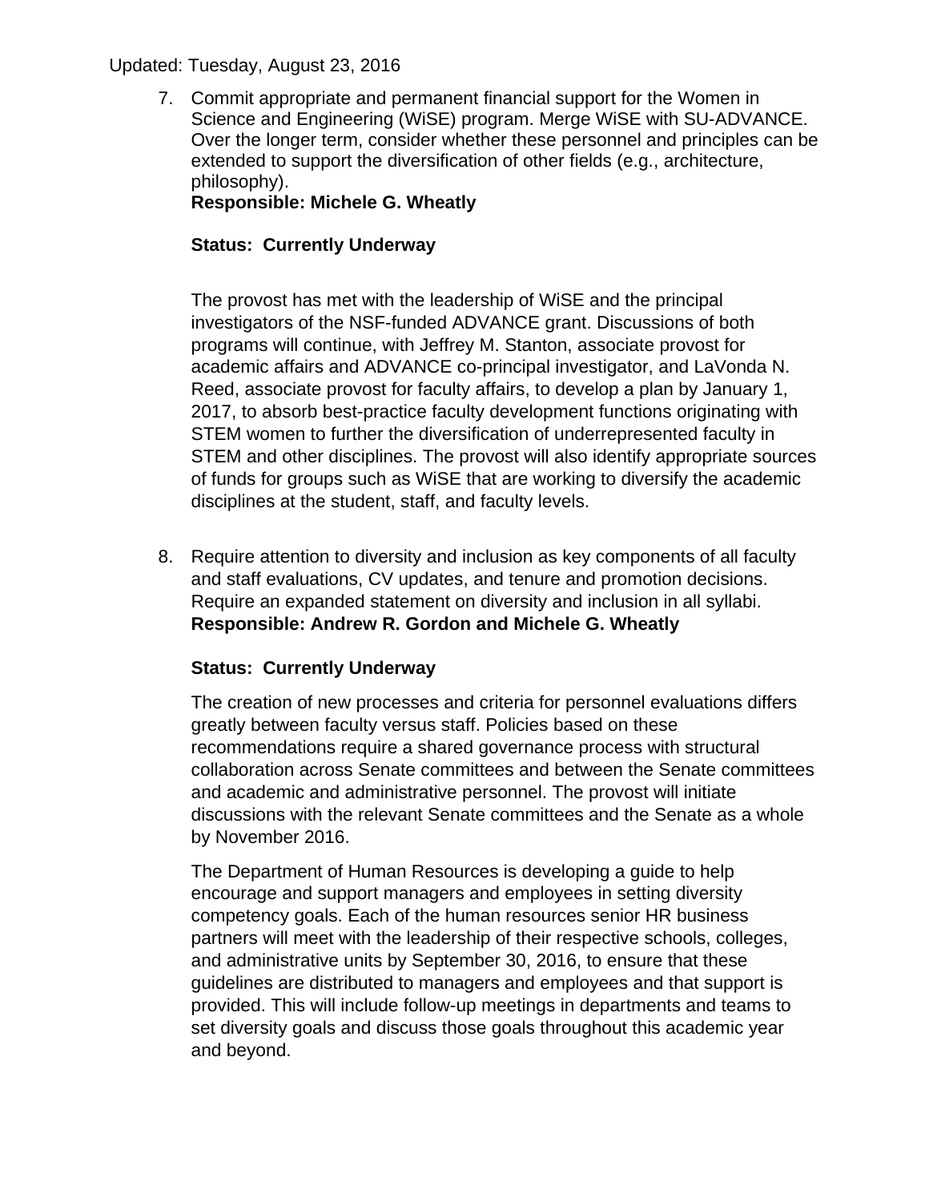Updated: Tuesday, August 23, 2016

7. Commit appropriate and permanent financial support for the Women in Science and Engineering (WiSE) program. Merge WiSE with SU-ADVANCE. Over the longer term, consider whether these personnel and principles can be extended to support the diversification of other fields (e.g., architecture, philosophy).
   **Responsible: Michele G. Wheatly**

   **Status: Currently Underway**

   The provost has met with the leadership of WiSE and the principal investigators of the NSF-funded ADVANCE grant. Discussions of both programs will continue, with Jeffrey M. Stanton, associate provost for academic affairs and ADVANCE co-principal investigator, and LaVonda N. Reed, associate provost for faculty affairs, to develop a plan by January 1, 2017, to absorb best-practice faculty development functions originating with STEM women to further the diversification of underrepresented faculty in STEM and other disciplines. The provost will also identify appropriate sources of funds for groups such as WiSE that are working to diversify the academic disciplines at the student, staff, and faculty levels.

8. Require attention to diversity and inclusion as key components of all faculty and staff evaluations, CV updates, and tenure and promotion decisions. Require an expanded statement on diversity and inclusion in all syllabi.
   **Responsible: Andrew R. Gordon and Michele G. Wheatly**

   **Status: Currently Underway**

   The creation of new processes and criteria for personnel evaluations differs greatly between faculty versus staff. Policies based on these recommendations require a shared governance process with structural collaboration across Senate committees and between the Senate committees and academic and administrative personnel. The provost will initiate discussions with the relevant Senate committees and the Senate as a whole by November 2016.

   The Department of Human Resources is developing a guide to help encourage and support managers and employees in setting diversity competency goals. Each of the human resources senior HR business partners will meet with the leadership of their respective schools, colleges, and administrative units by September 30, 2016, to ensure that these guidelines are distributed to managers and employees and that support is provided. This will include follow-up meetings in departments and teams to set diversity goals and discuss those goals throughout this academic year and beyond.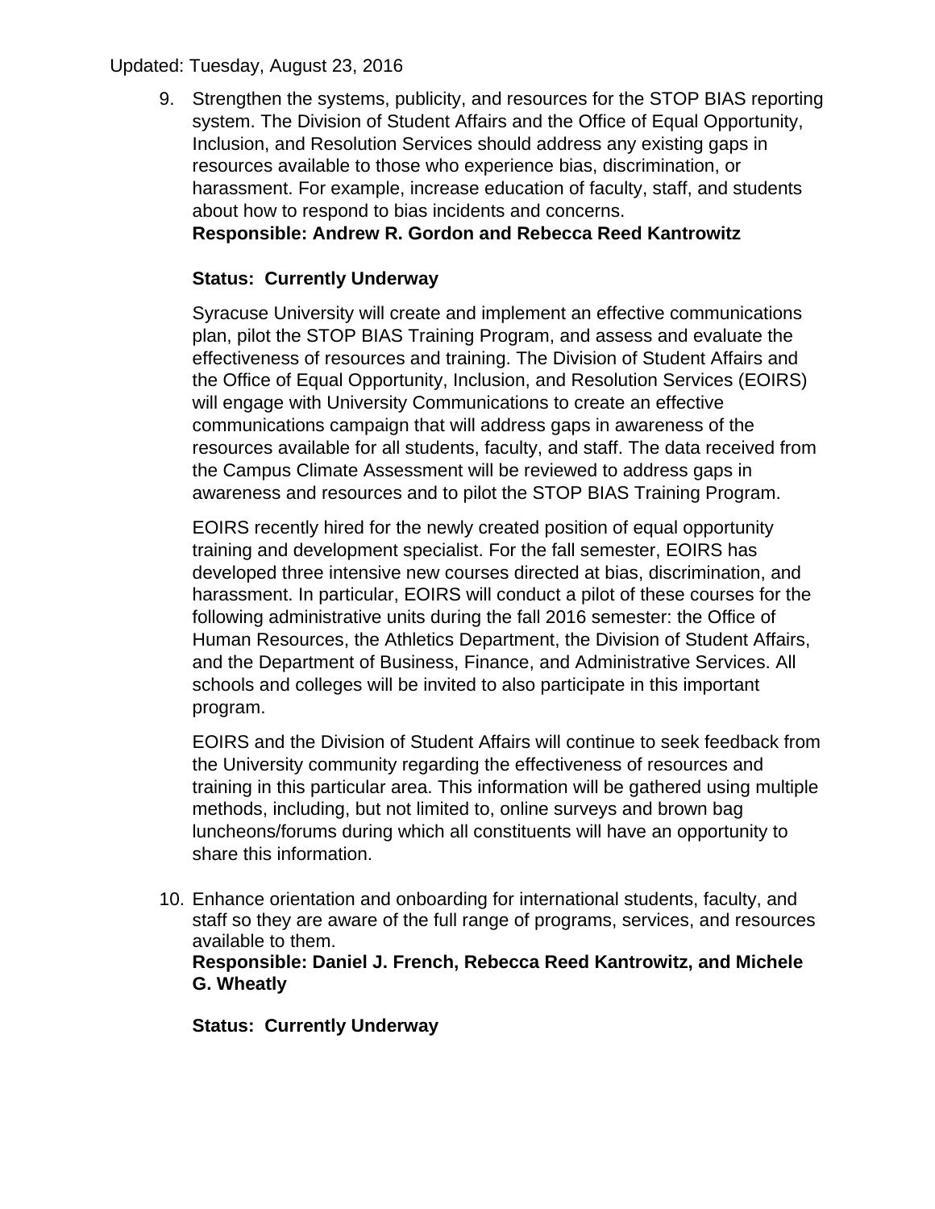Updated: Tuesday, August 23, 2016

9. Strengthen the systems, publicity, and resources for the STOP BIAS reporting system. The Division of Student Affairs and the Office of Equal Opportunity, Inclusion, and Resolution Services should address any existing gaps in resources available to those who experience bias, discrimination, or harassment. For example, increase education of faculty, staff, and students about how to respond to bias incidents and concerns.
   **Responsible: Andrew R. Gordon and Rebecca Reed Kantrowitz**

   **Status: Currently Underway**

   Syracuse University will create and implement an effective communications plan, pilot the STOP BIAS Training Program, and assess and evaluate the effectiveness of resources and training. The Division of Student Affairs and the Office of Equal Opportunity, Inclusion, and Resolution Services (EOIRS) will engage with University Communications to create an effective communications campaign that will address gaps in awareness of the resources available for all students, faculty, and staff. The data received from the Campus Climate Assessment will be reviewed to address gaps in awareness and resources and to pilot the STOP BIAS Training Program.

   EOIRS recently hired for the newly created position of equal opportunity training and development specialist. For the fall semester, EOIRS has developed three intensive new courses directed at bias, discrimination, and harassment. In particular, EOIRS will conduct a pilot of these courses for the following administrative units during the fall 2016 semester: the Office of Human Resources, the Athletics Department, the Division of Student Affairs, and the Department of Business, Finance, and Administrative Services. All schools and colleges will be invited to also participate in this important program.

   EOIRS and the Division of Student Affairs will continue to seek feedback from the University community regarding the effectiveness of resources and training in this particular area. This information will be gathered using multiple methods, including, but not limited to, online surveys and brown bag luncheons/forums during which all constituents will have an opportunity to share this information.

10. Enhance orientation and onboarding for international students, faculty, and staff so they are aware of the full range of programs, services, and resources available to them.
    **Responsible: Daniel J. French, Rebecca Reed Kantrowitz, and Michele G. Wheatly**

    **Status: Currently Underway**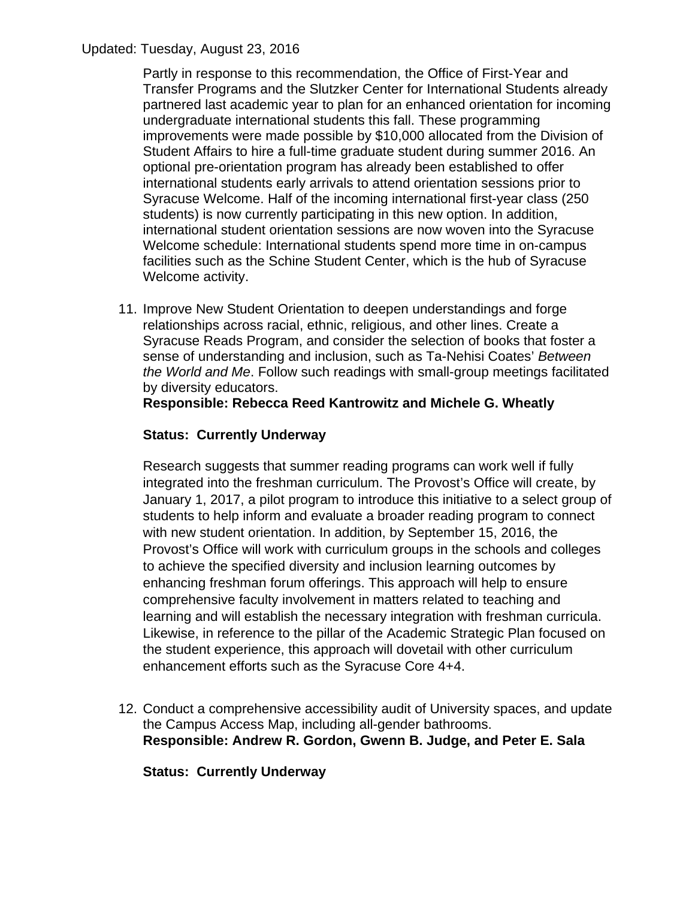Partly in response to this recommendation, the Office of First-Year and Transfer Programs and the Slutzker Center for International Students already partnered last academic year to plan for an enhanced orientation for incoming undergraduate international students this fall. These programming improvements were made possible by $10,000 allocated from the Division of Student Affairs to hire a full-time graduate student during summer 2016. An optional pre-orientation program has already been established to offer international students early arrivals to attend orientation sessions prior to Syracuse Welcome. Half of the incoming international first-year class (250 students) is now currently participating in this new option. In addition, international student orientation sessions are now woven into the Syracuse Welcome schedule: International students spend more time in on-campus facilities such as the Schine Student Center, which is the hub of Syracuse Welcome activity.

11. Improve New Student Orientation to deepen understandings and forge relationships across racial, ethnic, religious, and other lines. Create a Syracuse Reads Program, and consider the selection of books that foster a sense of understanding and inclusion, such as Ta-Nehisi Coates' *Between the World and Me*. Follow such readings with small-group meetings facilitated by diversity educators.
    **Responsible: Rebecca Reed Kantrowitz and Michele G. Wheatly**

    **Status: Currently Underway**

    Research suggests that summer reading programs can work well if fully integrated into the freshman curriculum. The Provost's Office will create, by January 1, 2017, a pilot program to introduce this initiative to a select group of students to help inform and evaluate a broader reading program to connect with new student orientation. In addition, by September 15, 2016, the Provost's Office will work with curriculum groups in the schools and colleges to achieve the specified diversity and inclusion learning outcomes by enhancing freshman forum offerings. This approach will help to ensure comprehensive faculty involvement in matters related to teaching and learning and will establish the necessary integration with freshman curricula. Likewise, in reference to the pillar of the Academic Strategic Plan focused on the student experience, this approach will dovetail with other curriculum enhancement efforts such as the Syracuse Core 4+4.

12. Conduct a comprehensive accessibility audit of University spaces, and update the Campus Access Map, including all-gender bathrooms.
    **Responsible: Andrew R. Gordon, Gwenn B. Judge, and Peter E. Sala**

    **Status: Currently Underway**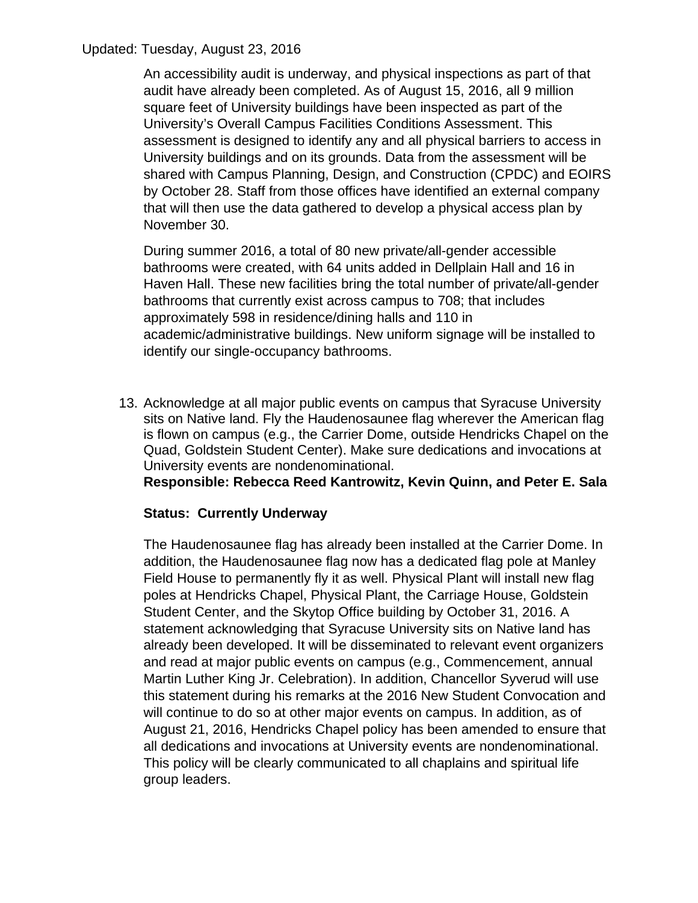Updated: Tuesday, August 23, 2016

An accessibility audit is underway, and physical inspections as part of that audit have already been completed. As of August 15, 2016, all 9 million square feet of University buildings have been inspected as part of the University's Overall Campus Facilities Conditions Assessment. This assessment is designed to identify any and all physical barriers to access in University buildings and on its grounds. Data from the assessment will be shared with Campus Planning, Design, and Construction (CPDC) and EOIRS by October 28. Staff from those offices have identified an external company that will then use the data gathered to develop a physical access plan by November 30.

During summer 2016, a total of 80 new private/all-gender accessible bathrooms were created, with 64 units added in Dellplain Hall and 16 in Haven Hall. These new facilities bring the total number of private/all-gender bathrooms that currently exist across campus to 708; that includes approximately 598 in residence/dining halls and 110 in academic/administrative buildings. New uniform signage will be installed to identify our single-occupancy bathrooms.

13. Acknowledge at all major public events on campus that Syracuse University sits on Native land. Fly the Haudenosaunee flag wherever the American flag is flown on campus (e.g., the Carrier Dome, outside Hendricks Chapel on the Quad, Goldstein Student Center). Make sure dedications and invocations at University events are nondenominational.
    **Responsible: Rebecca Reed Kantrowitz, Kevin Quinn, and Peter E. Sala**

    **Status: Currently Underway**

    The Haudenosaunee flag has already been installed at the Carrier Dome. In addition, the Haudenosaunee flag now has a dedicated flag pole at Manley Field House to permanently fly it as well. Physical Plant will install new flag poles at Hendricks Chapel, Physical Plant, the Carriage House, Goldstein Student Center, and the Skytop Office building by October 31, 2016. A statement acknowledging that Syracuse University sits on Native land has already been developed. It will be disseminated to relevant event organizers and read at major public events on campus (e.g., Commencement, annual Martin Luther King Jr. Celebration). In addition, Chancellor Syverud will use this statement during his remarks at the 2016 New Student Convocation and will continue to do so at other major events on campus. In addition, as of August 21, 2016, Hendricks Chapel policy has been amended to ensure that all dedications and invocations at University events are nondenominational. This policy will be clearly communicated to all chaplains and spiritual life group leaders.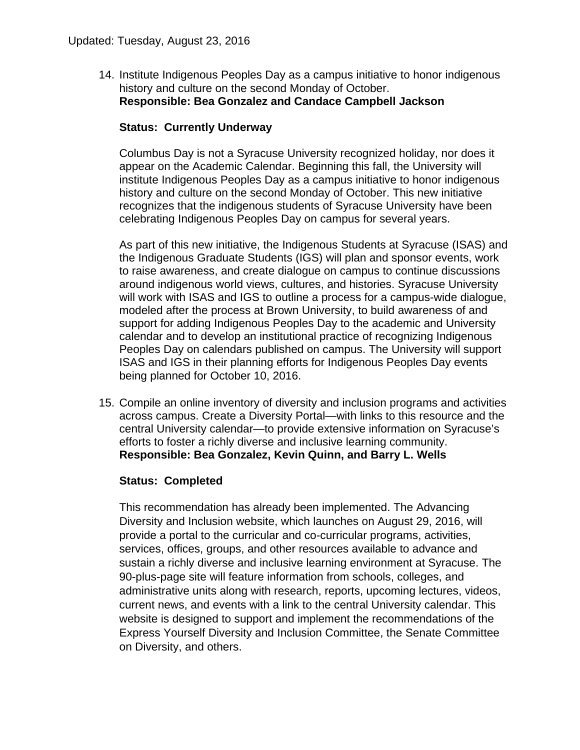14. Institute Indigenous Peoples Day as a campus initiative to honor indigenous history and culture on the second Monday of October.
    **Responsible: Bea Gonzalez and Candace Campbell Jackson**

    **Status: Currently Underway**

    Columbus Day is not a Syracuse University recognized holiday, nor does it appear on the Academic Calendar. Beginning this fall, the University will institute Indigenous Peoples Day as a campus initiative to honor indigenous history and culture on the second Monday of October. This new initiative recognizes that the indigenous students of Syracuse University have been celebrating Indigenous Peoples Day on campus for several years.

    As part of this new initiative, the Indigenous Students at Syracuse (ISAS) and the Indigenous Graduate Students (IGS) will plan and sponsor events, work to raise awareness, and create dialogue on campus to continue discussions around indigenous world views, cultures, and histories. Syracuse University will work with ISAS and IGS to outline a process for a campus-wide dialogue, modeled after the process at Brown University, to build awareness of and support for adding Indigenous Peoples Day to the academic and University calendar and to develop an institutional practice of recognizing Indigenous Peoples Day on calendars published on campus. The University will support ISAS and IGS in their planning efforts for Indigenous Peoples Day events being planned for October 10, 2016.

15. Compile an online inventory of diversity and inclusion programs and activities across campus. Create a Diversity Portal—with links to this resource and the central University calendar—to provide extensive information on Syracuse's efforts to foster a richly diverse and inclusive learning community.
    **Responsible: Bea Gonzalez, Kevin Quinn, and Barry L. Wells**

    **Status: Completed**

    This recommendation has already been implemented. The Advancing Diversity and Inclusion website, which launches on August 29, 2016, will provide a portal to the curricular and co-curricular programs, activities, services, offices, groups, and other resources available to advance and sustain a richly diverse and inclusive learning environment at Syracuse. The 90-plus-page site will feature information from schools, colleges, and administrative units along with research, reports, upcoming lectures, videos, current news, and events with a link to the central University calendar. This website is designed to support and implement the recommendations of the Express Yourself Diversity and Inclusion Committee, the Senate Committee on Diversity, and others.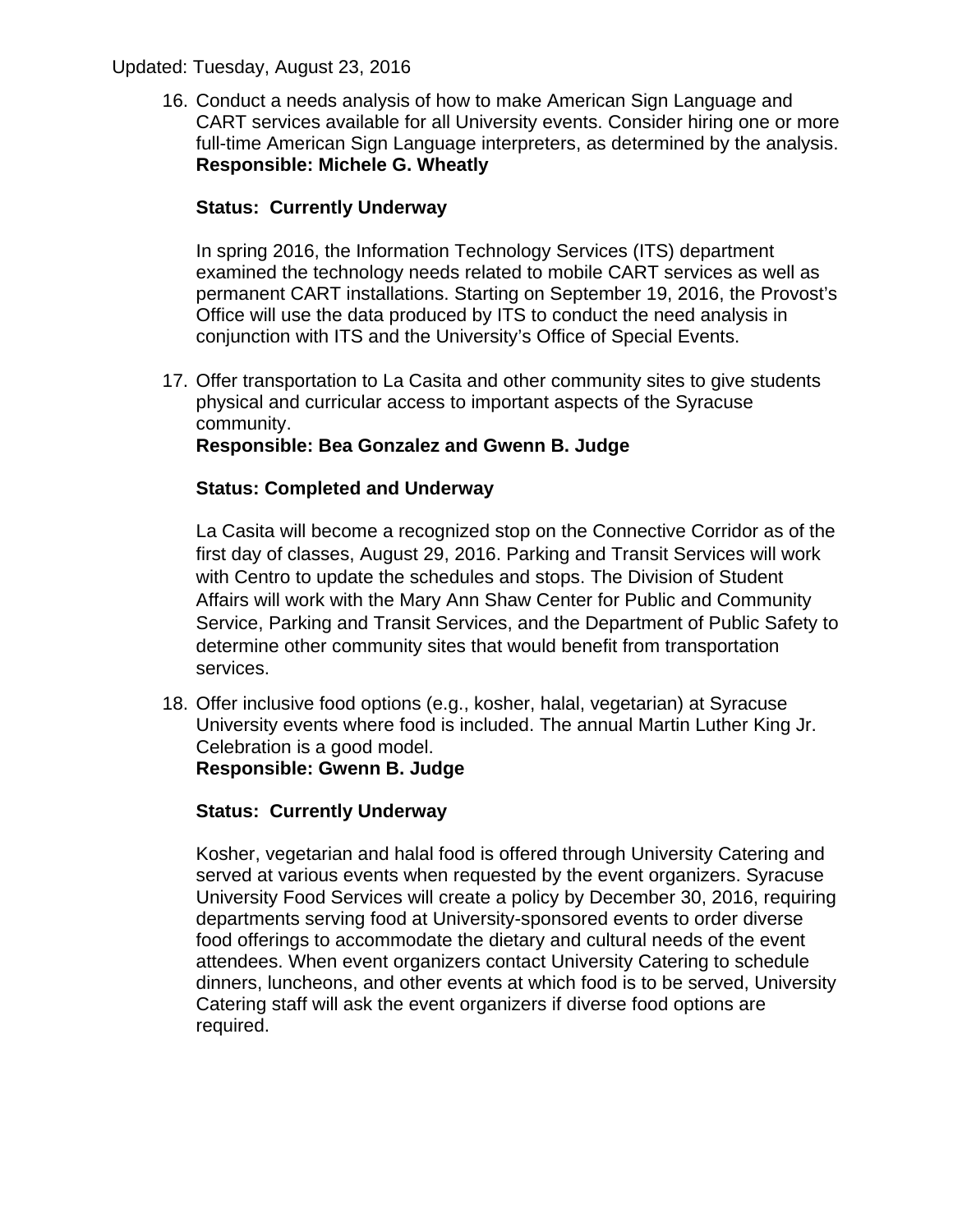Updated: Tuesday, August 23, 2016

16. Conduct a needs analysis of how to make American Sign Language and CART services available for all University events. Consider hiring one or more full-time American Sign Language interpreters, as determined by the analysis.
**Responsible: Michele G. Wheatly**

    **Status: Currently Underway**

    In spring 2016, the Information Technology Services (ITS) department examined the technology needs related to mobile CART services as well as permanent CART installations. Starting on September 19, 2016, the Provost's Office will use the data produced by ITS to conduct the need analysis in conjunction with ITS and the University's Office of Special Events.

17. Offer transportation to La Casita and other community sites to give students physical and curricular access to important aspects of the Syracuse community.
**Responsible: Bea Gonzalez and Gwenn B. Judge**

    **Status: Completed and Underway**

    La Casita will become a recognized stop on the Connective Corridor as of the first day of classes, August 29, 2016. Parking and Transit Services will work with Centro to update the schedules and stops. The Division of Student Affairs will work with the Mary Ann Shaw Center for Public and Community Service, Parking and Transit Services, and the Department of Public Safety to determine other community sites that would benefit from transportation services.

18. Offer inclusive food options (e.g., kosher, halal, vegetarian) at Syracuse University events where food is included. The annual Martin Luther King Jr. Celebration is a good model.
**Responsible: Gwenn B. Judge**

    **Status: Currently Underway**

    Kosher, vegetarian and halal food is offered through University Catering and served at various events when requested by the event organizers. Syracuse University Food Services will create a policy by December 30, 2016, requiring departments serving food at University-sponsored events to order diverse food offerings to accommodate the dietary and cultural needs of the event attendees. When event organizers contact University Catering to schedule dinners, luncheons, and other events at which food is to be served, University Catering staff will ask the event organizers if diverse food options are required.